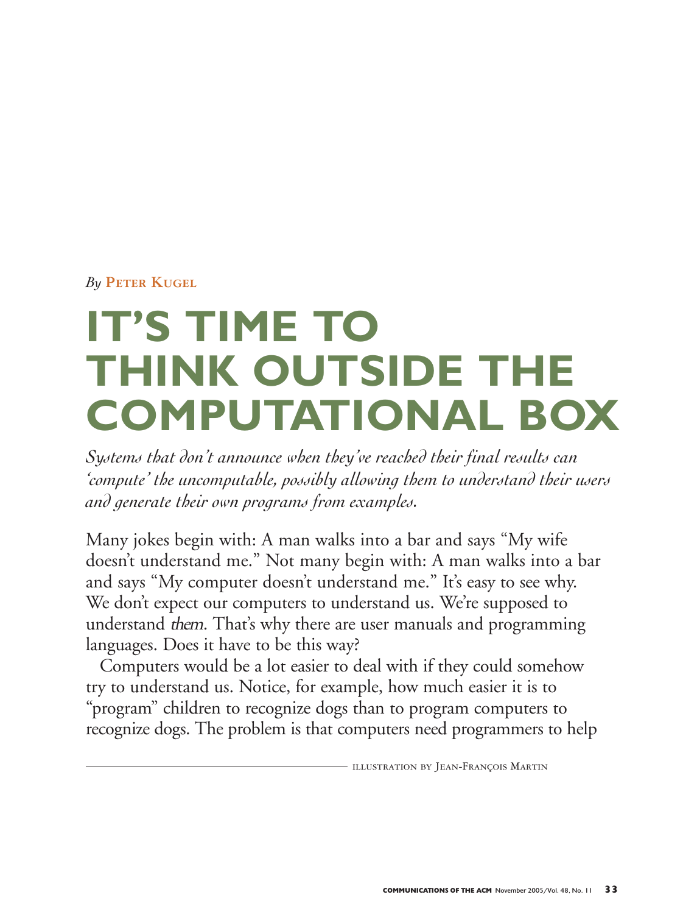*By* **Peter Kugel**

# IT'S TIME TO THINK OUTSIDE THE COMPUTATIONAL BOX

*Systems that don't announce when they've reached their final results can 'compute' the uncomputable, possibly allowing them to understand their users and generate their own programs from examples.*

Many jokes begin with: A man walks into a bar and says "My wife doesn't understand me." Not many begin with: A man walks into a bar and says "My computer doesn't understand me." It's easy to see why. We don't expect our computers to understand us. We're supposed to understand *them*. That's why there are user manuals and programming languages. Does it have to be this way?

Computers would be a lot easier to deal with if they could somehow try to understand us. Notice, for example, how much easier it is to "program" children to recognize dogs than to program computers to recognize dogs. The problem is that computers need programmers to help

ILLUSTRATION BY JEAN-FRANÇOIS MARTIN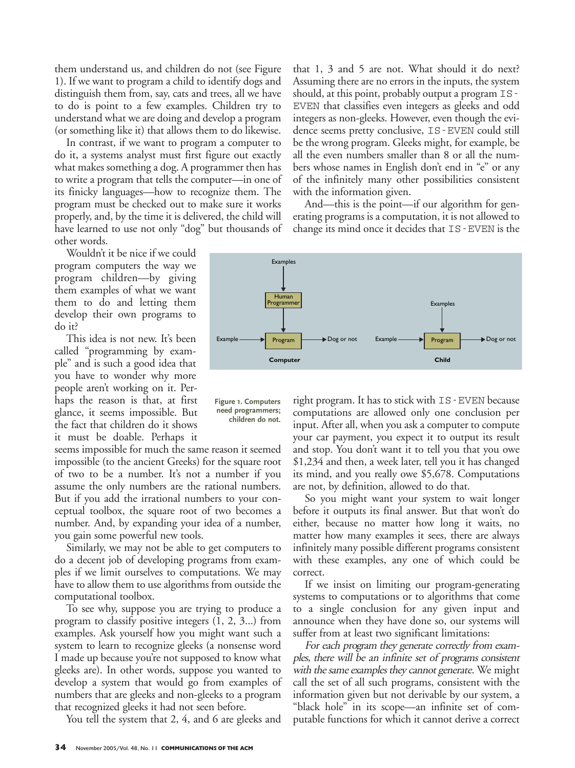them understand us, and children do not (see Figure 1). If we want to program a child to identify dogs and distinguish them from, say, cats and trees, all we have to do is point to a few examples. Children try to understand what we are doing and develop a program (or something like it) that allows them to do likewise.

In contrast, if we want to program a computer to do it, a systems analyst must first figure out exactly what makes something a dog. A programmer then has to write a program that tells the computer—in one of its finicky languages—how to recognize them. The program must be checked out to make sure it works properly, and, by the time it is delivered, the child will have learned to use not only "dog" but thousands of other words.

Wouldn't it be nice if we could program computers the way we program children—by giving them examples of what we want them to do and letting them develop their own programs to do it?

This idea is not new. It's been called "programming by example" and is such a good idea that you have to wonder why more people aren't working on it. Perhaps the reason is that, at first glance, it seems impossible. But the fact that children do it shows it must be doable. Perhaps it seems impossible for much the same reason it seemed impossible (to the ancient Greeks) for the square root of two to be a number. It's not a number if you assume the only numbers are the rational numbers. But if you add the irrational numbers to your conceptual toolbox, the square root of two becomes a number. And, by expanding your idea of a number, you gain some powerful new tools.

Similarly, we may not be able to get computers to do a decent job of developing programs from examples if we limit ourselves to computations. We may have to allow them to use algorithms from outside the computational toolbox.

To see why, suppose you are trying to produce a program to classify positive integers (1, 2, 3...) from examples. Ask yourself how you might want such a system to learn to recognize gleeks (a nonsense word I made up because you're not supposed to know what gleeks are). In other words, suppose you wanted to develop a system that would go from examples of numbers that are gleeks and non-gleeks to a program that recognized gleeks it had not seen before.

You tell the system that 2, 4, and 6 are gleeks and that 1, 3 and 5 are not. What should it do next? Assuming there are no errors in the inputs, the system should, at this point, probably output a program IS-EVEN that classifies even integers as gleeks and odd integers as non-gleeks. However, even though the evidence seems pretty conclusive, IS-EVEN could still be the wrong program. Gleeks might, for example, be all the even numbers smaller than 8 or all the numbers whose names in English don't end in "e" or any of the infinitely many other possibilities consistent with the information given.

And—this is the point—if our algorithm for generating programs is a computation, it is not allowed to change its mind once it decides that IS-EVEN is the right program. It has to stick with IS-EVEN because computations are allowed only one conclusion per input. After all, when you ask a computer to compute your car payment, you expect it to output its result and stop. You don't want it to tell you that you owe $1,234 and then, a week later, tell you it has changed its mind, and you really owe $5,678. Computations are not, by definition, allowed to do that.

| Computer | | | | | Child | | | |
|---|---|---|---|---|---|---|---|---|
| | Examples → Human Programmer ↓ | | | | | Examples ↓ | | |
| Example | → | Program | → | Dog or not | Example | → Program | → | Dog or not |

**Figure 1. Computers need programmers; children do not.**

So you might want your system to wait longer before it outputs its final answer. But that won't do either, because no matter how long it waits, no matter how many examples it sees, there are always infinitely many possible different programs consistent with these examples, any one of which could be correct.

If we insist on limiting our program-generating systems to computations or to algorithms that come to a single conclusion for any given input and announce when they have done so, our systems will suffer from at least two significant limitations:

*For each program they generate correctly from examples, there will be an infinite set of programs consistent with the same examples they cannot generate.* We might call the set of all such programs, consistent with the information given but not derivable by our system, a "black hole" in its scope—an infinite set of computable functions for which it cannot derive a correct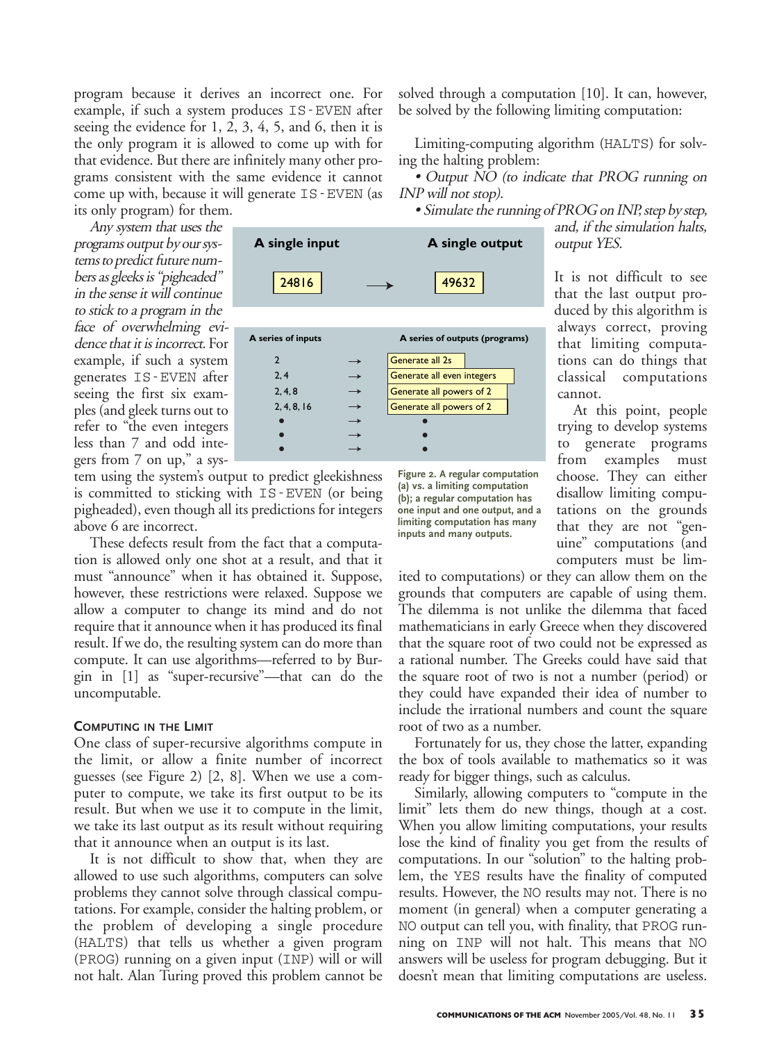program because it derives an incorrect one. For example, if such a system produces IS-EVEN after seeing the evidence for 1, 2, 3, 4, 5, and 6, then it is the only program it is allowed to come up with for that evidence. But there are infinitely many other programs consistent with the same evidence it cannot come up with, because it will generate IS-EVEN (as its only program) for them.

*Any system that uses the programs output by our systems to predict future numbers as gleeks is "pigheaded" in the sense it will continue to stick to a program in the face of overwhelming evidence that it is incorrect.* For example, if such a system generates IS-EVEN after seeing the first six examples (and gleek turns out to refer to "the even integers less than 7 and odd integers from 7 on up," a system using the system's output to predict gleekishness is committed to sticking with IS-EVEN (or being pigheaded), even though all its predictions for integers above 6 are incorrect.

These defects result from the fact that a computation is allowed only one shot at a result, and that it must "announce" when it has obtained it. Suppose, however, these restrictions were relaxed. Suppose we allow a computer to change its mind and do not require that it announce when it has produced its final result. If we do, the resulting system can do more than compute. It can use algorithms—referred to by Burgin in [1] as "super-recursive"—that can do the uncomputable.

| A single input | | A single output |
|---|---|---|
| 24816 | → | 49632 |

| A series of inputs | | A series of outputs (programs) |
|---|---|---|
| 2 | → | Generate all 2s |
| 2, 4 | → | Generate all even integers |
| 2, 4, 8 | → | Generate all powers of 2 |
| 2, 4, 8, 16 | → | Generate all powers of 2 |
| • | → | • |
| • | → | • |
| • | → | • |

**Figure 2. A regular computation (a) vs. a limiting computation (b); a regular computation has one input and one output, and a limiting computation has many inputs and many outputs.**

### Computing in the Limit

One class of super-recursive algorithms compute in the limit, or allow a finite number of incorrect guesses (see Figure 2) [2, 8]. When we use a computer to compute, we take its first output to be its result. But when we use it to compute in the limit, we take its last output as its result without requiring that it announce when an output is its last.

It is not difficult to show that, when they are allowed to use such algorithms, computers can solve problems they cannot solve through classical computations. For example, consider the halting problem, or the problem of developing a single procedure (HALTS) that tells us whether a given program (PROG) running on a given input (INP) will or will not halt. Alan Turing proved this problem cannot be solved through a computation [10]. It can, however, be solved by the following limiting computation:

Limiting-computing algorithm (HALTS) for solving the halting problem:

- *Output NO (to indicate that PROG running on INP will not stop).*
- *Simulate the running of PROG on INP, step by step, and, if the simulation halts, output YES.*

It is not difficult to see that the last output produced by this algorithm is always correct, proving that limiting computations can do things that classical computations cannot.

At this point, people trying to develop systems to generate programs from examples must choose. They can either disallow limiting computations on the grounds that they are not "genuine" computations (and computers must be limited to computations) or they can allow them on the grounds that computers are capable of using them. The dilemma is not unlike the dilemma that faced mathematicians in early Greece when they discovered that the square root of two could not be expressed as a rational number. The Greeks could have said that the square root of two is not a number (period) or they could have expanded their idea of number to include the irrational numbers and count the square root of two as a number.

Fortunately for us, they chose the latter, expanding the box of tools available to mathematics so it was ready for bigger things, such as calculus.

Similarly, allowing computers to "compute in the limit" lets them do new things, though at a cost. When you allow limiting computations, your results lose the kind of finality you get from the results of computations. In our "solution" to the halting problem, the YES results have the finality of computed results. However, the NO results may not. There is no moment (in general) when a computer generating a NO output can tell you, with finality, that PROG running on INP will not halt. This means that NO answers will be useless for program debugging. But it doesn't mean that limiting computations are useless.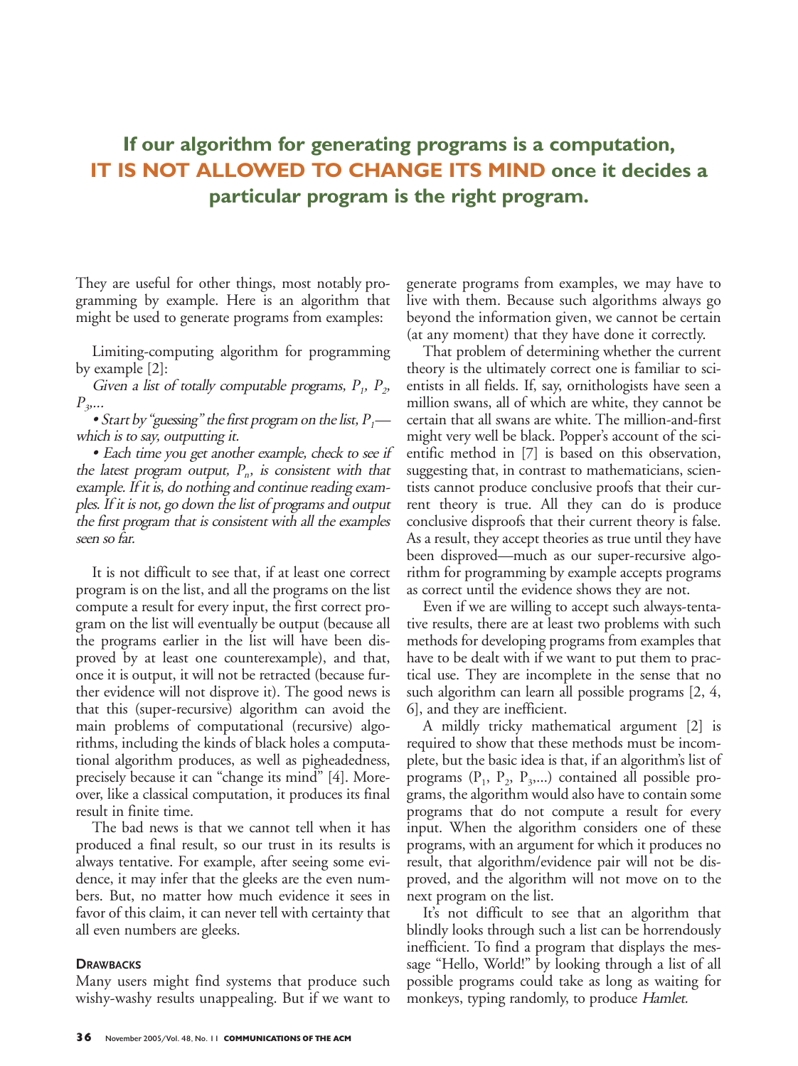**If our algorithm for generating programs is a computation, IT IS NOT ALLOWED TO CHANGE ITS MIND once it decides a particular program is the right program.**

They are useful for other things, most notably programming by example. Here is an algorithm that might be used to generate programs from examples:

Limiting-computing algorithm for programming by example [2]:

*Given a list of totally computable programs, $P_1$, $P_2$, $P_3$,...*

- *Start by "guessing" the first program on the list, $P_1$—which is to say, outputting it.*
- *Each time you get another example, check to see if the latest program output, $P_n$, is consistent with that example. If it is, do nothing and continue reading examples. If it is not, go down the list of programs and output the first program that is consistent with all the examples seen so far.*

It is not difficult to see that, if at least one correct program is on the list, and all the programs on the list compute a result for every input, the first correct program on the list will eventually be output (because all the programs earlier in the list will have been disproved by at least one counterexample), and that, once it is output, it will not be retracted (because further evidence will not disprove it). The good news is that this (super-recursive) algorithm can avoid the main problems of computational (recursive) algorithms, including the kinds of black holes a computational algorithm produces, as well as pigheadedness, precisely because it can "change its mind" [4]. Moreover, like a classical computation, it produces its final result in finite time.

The bad news is that we cannot tell when it has produced a final result, so our trust in its results is always tentative. For example, after seeing some evidence, it may infer that the gleeks are the even numbers. But, no matter how much evidence it sees in favor of this claim, it can never tell with certainty that all even numbers are gleeks.

### Drawbacks

Many users might find systems that produce such wishy-washy results unappealing. But if we want to generate programs from examples, we may have to live with them. Because such algorithms always go beyond the information given, we cannot be certain (at any moment) that they have done it correctly.

That problem of determining whether the current theory is the ultimately correct one is familiar to scientists in all fields. If, say, ornithologists have seen a million swans, all of which are white, they cannot be certain that all swans are white. The million-and-first might very well be black. Popper's account of the scientific method in [7] is based on this observation, suggesting that, in contrast to mathematicians, scientists cannot produce conclusive proofs that their current theory is true. All they can do is produce conclusive disproofs that their current theory is false. As a result, they accept theories as true until they have been disproved—much as our super-recursive algorithm for programming by example accepts programs as correct until the evidence shows they are not.

Even if we are willing to accept such always-tentative results, there are at least two problems with such methods for developing programs from examples that have to be dealt with if we want to put them to practical use. They are incomplete in the sense that no such algorithm can learn all possible programs [2, 4, 6], and they are inefficient.

A mildly tricky mathematical argument [2] is required to show that these methods must be incomplete, but the basic idea is that, if an algorithm's list of programs ($P_1$, $P_2$, $P_3$,...) contained all possible programs, the algorithm would also have to contain some programs that do not compute a result for every input. When the algorithm considers one of these programs, with an argument for which it produces no result, that algorithm/evidence pair will not be disproved, and the algorithm will not move on to the next program on the list.

It's not difficult to see that an algorithm that blindly looks through such a list can be horrendously inefficient. To find a program that displays the message "Hello, World!" by looking through a list of all possible programs could take as long as waiting for monkeys, typing randomly, to produce *Hamlet*.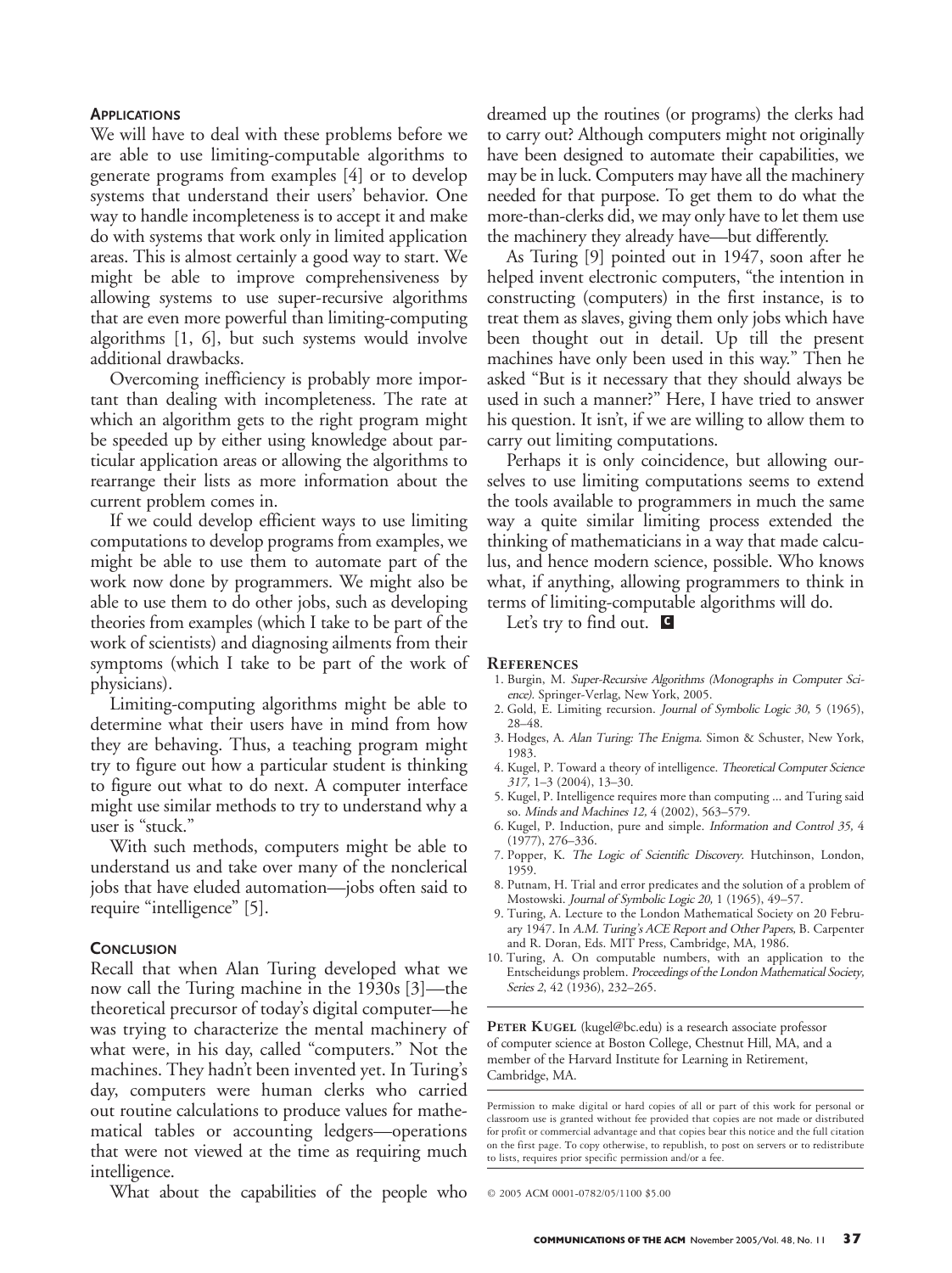## APPLICATIONS

We will have to deal with these problems before we are able to use limiting-computable algorithms to generate programs from examples [4] or to develop systems that understand their users' behavior. One way to handle incompleteness is to accept it and make do with systems that work only in limited application areas. This is almost certainly a good way to start. We might be able to improve comprehensiveness by allowing systems to use super-recursive algorithms that are even more powerful than limiting-computing algorithms [1, 6], but such systems would involve additional drawbacks.

Overcoming inefficiency is probably more important than dealing with incompleteness. The rate at which an algorithm gets to the right program might be speeded up by either using knowledge about particular application areas or allowing the algorithms to rearrange their lists as more information about the current problem comes in.

If we could develop efficient ways to use limiting computations to develop programs from examples, we might be able to use them to automate part of the work now done by programmers. We might also be able to use them to do other jobs, such as developing theories from examples (which I take to be part of the work of scientists) and diagnosing ailments from their symptoms (which I take to be part of the work of physicians).

Limiting-computing algorithms might be able to determine what their users have in mind from how they are behaving. Thus, a teaching program might try to figure out how a particular student is thinking to figure out what to do next. A computer interface might use similar methods to try to understand why a user is "stuck."

With such methods, computers might be able to understand us and take over many of the nonclerical jobs that have eluded automation—jobs often said to require "intelligence" [5].

## CONCLUSION

Recall that when Alan Turing developed what we now call the Turing machine in the 1930s [3]—the theoretical precursor of today's digital computer—he was trying to characterize the mental machinery of what were, in his day, called "computers." Not the machines. They hadn't been invented yet. In Turing's day, computers were human clerks who carried out routine calculations to produce values for mathematical tables or accounting ledgers—operations that were not viewed at the time as requiring much intelligence.

What about the capabilities of the people who dreamed up the routines (or programs) the clerks had to carry out? Although computers might not originally have been designed to automate their capabilities, we may be in luck. Computers may have all the machinery needed for that purpose. To get them to do what the more-than-clerks did, we may only have to let them use the machinery they already have—but differently.

As Turing [9] pointed out in 1947, soon after he helped invent electronic computers, "the intention in constructing (computers) in the first instance, is to treat them as slaves, giving them only jobs which have been thought out in detail. Up till the present machines have only been used in this way." Then he asked "But is it necessary that they should always be used in such a manner?" Here, I have tried to answer his question. It isn't, if we are willing to allow them to carry out limiting computations.

Perhaps it is only coincidence, but allowing ourselves to use limiting computations seems to extend the tools available to programmers in much the same way a quite similar limiting process extended the thinking of mathematicians in a way that made calculus, and hence modern science, possible. Who knows what, if anything, allowing programmers to think in terms of limiting-computable algorithms will do.

Let's try to find out.

## REFERENCES

1. Burgin, M. *Super-Recursive Algorithms (Monographs in Computer Science)*. Springer-Verlag, New York, 2005.
2. Gold, E. Limiting recursion. *Journal of Symbolic Logic 30*, 5 (1965), 28–48.
3. Hodges, A. *Alan Turing: The Enigma*. Simon & Schuster, New York, 1983.
4. Kugel, P. Toward a theory of intelligence. *Theoretical Computer Science 317*, 1–3 (2004), 13–30.
5. Kugel, P. Intelligence requires more than computing ... and Turing said so. *Minds and Machines 12*, 4 (2002), 563–579.
6. Kugel, P. Induction, pure and simple. *Information and Control 35*, 4 (1977), 276–336.
7. Popper, K. *The Logic of Scientific Discovery*. Hutchinson, London, 1959.
8. Putnam, H. Trial and error predicates and the solution of a problem of Mostowski. *Journal of Symbolic Logic 20*, 1 (1965), 49–57.
9. Turing, A. Lecture to the London Mathematical Society on 20 February 1947. In *A.M. Turing's ACE Report and Other Papers*, B. Carpenter and R. Doran, Eds. MIT Press, Cambridge, MA, 1986.
10. Turing, A. On computable numbers, with an application to the Entscheidungs problem. *Proceedings of the London Mathematical Society, Series 2*, 42 (1936), 232–265.

**PETER KUGEL** (kugel@bc.edu) is a research associate professor of computer science at Boston College, Chestnut Hill, MA, and a member of the Harvard Institute for Learning in Retirement, Cambridge, MA.

Permission to make digital or hard copies of all or part of this work for personal or classroom use is granted without fee provided that copies are not made or distributed for profit or commercial advantage and that copies bear this notice and the full citation on the first page. To copy otherwise, to republish, to post on servers or to redistribute to lists, requires prior specific permission and/or a fee.

© 2005 ACM 0001-0782/05/1100 $5.00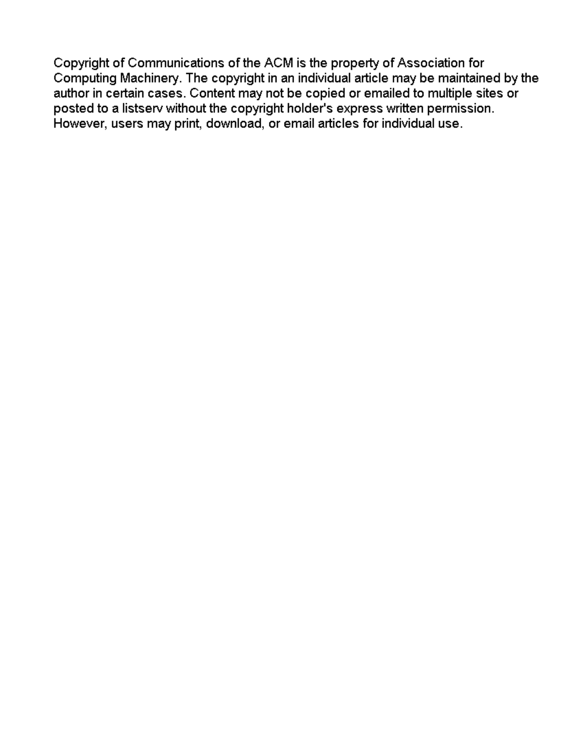Copyright of Communications of the ACM is the property of Association for Computing Machinery. The copyright in an individual article may be maintained by the author in certain cases. Content may not be copied or emailed to multiple sites or posted to a listserv without the copyright holder's express written permission. However, users may print, download, or email articles for individual use.